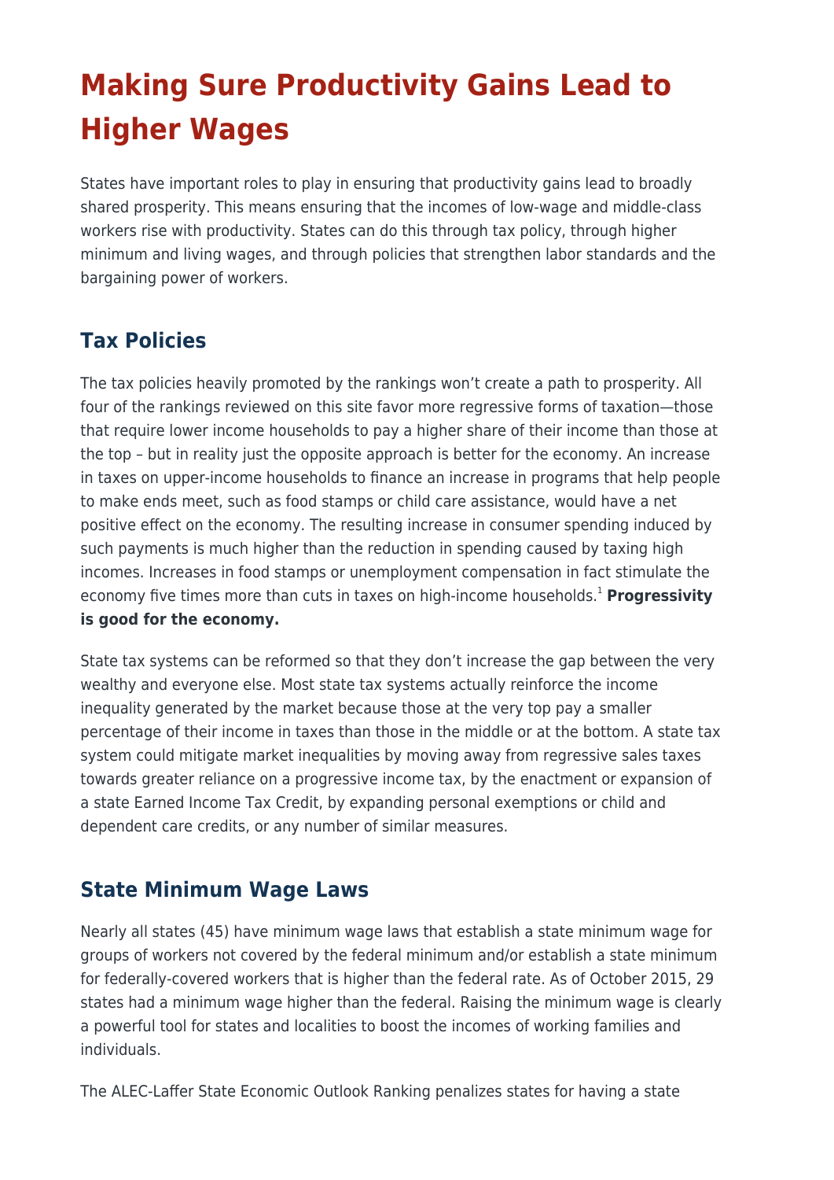# Making Sure Productivity Gains Lead to Higher Wages

States have important roles to play in ensuring that productivity gains lead to broadly shared prosperity. This means ensuring that the incomes of low-wage and middle-class workers rise with productivity. States can do this through tax policy, through higher minimum and living wages, and through policies that strengthen labor standards and the bargaining power of workers.

## Tax Policies

The tax policies heavily promoted by the rankings won't create a path to prosperity. All four of the rankings reviewed on this site favor more regressive forms of taxation—those that require lower income households to pay a higher share of their income than those at the top – but in reality just the opposite approach is better for the economy. An increase in taxes on upper-income households to finance an increase in programs that help people to make ends meet, such as food stamps or child care assistance, would have a net positive effect on the economy. The resulting increase in consumer spending induced by such payments is much higher than the reduction in spending caused by taxing high incomes. Increases in food stamps or unemployment compensation in fact stimulate the economy five times more than cuts in taxes on high-income households.[1] **Progressivity is good for the economy.**

State tax systems can be reformed so that they don't increase the gap between the very wealthy and everyone else. Most state tax systems actually reinforce the income inequality generated by the market because those at the very top pay a smaller percentage of their income in taxes than those in the middle or at the bottom. A state tax system could mitigate market inequalities by moving away from regressive sales taxes towards greater reliance on a progressive income tax, by the enactment or expansion of a state Earned Income Tax Credit, by expanding personal exemptions or child and dependent care credits, or any number of similar measures.

## State Minimum Wage Laws

Nearly all states (45) have minimum wage laws that establish a state minimum wage for groups of workers not covered by the federal minimum and/or establish a state minimum for federally-covered workers that is higher than the federal rate. As of October 2015, 29 states had a minimum wage higher than the federal. Raising the minimum wage is clearly a powerful tool for states and localities to boost the incomes of working families and individuals.

The ALEC-Laffer State Economic Outlook Ranking penalizes states for having a state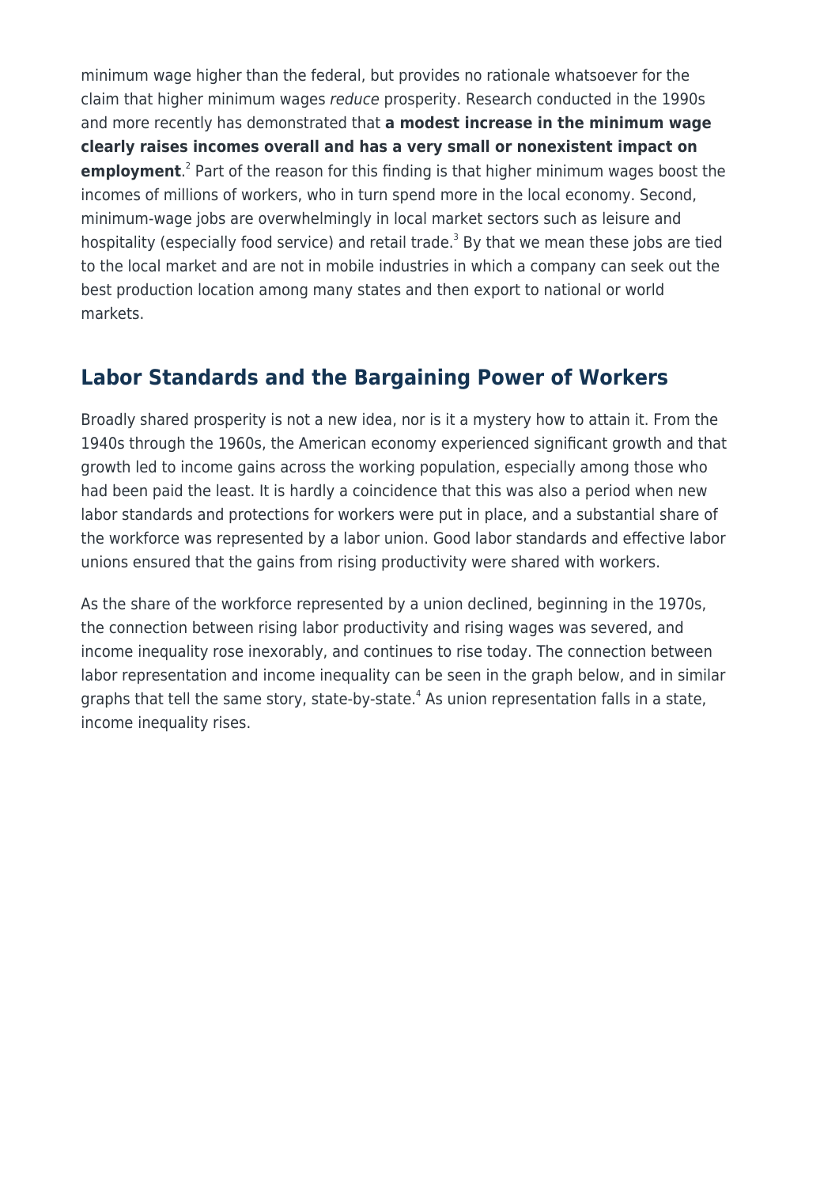minimum wage higher than the federal, but provides no rationale whatsoever for the claim that higher minimum wages *reduce* prosperity. Research conducted in the 1990s and more recently has demonstrated that **a modest increase in the minimum wage clearly raises incomes overall and has a very small or nonexistent impact on employment**.[2] Part of the reason for this finding is that higher minimum wages boost the incomes of millions of workers, who in turn spend more in the local economy. Second, minimum-wage jobs are overwhelmingly in local market sectors such as leisure and hospitality (especially food service) and retail trade.[3] By that we mean these jobs are tied to the local market and are not in mobile industries in which a company can seek out the best production location among many states and then export to national or world markets.

## Labor Standards and the Bargaining Power of Workers

Broadly shared prosperity is not a new idea, nor is it a mystery how to attain it. From the 1940s through the 1960s, the American economy experienced significant growth and that growth led to income gains across the working population, especially among those who had been paid the least. It is hardly a coincidence that this was also a period when new labor standards and protections for workers were put in place, and a substantial share of the workforce was represented by a labor union. Good labor standards and effective labor unions ensured that the gains from rising productivity were shared with workers.

As the share of the workforce represented by a union declined, beginning in the 1970s, the connection between rising labor productivity and rising wages was severed, and income inequality rose inexorably, and continues to rise today. The connection between labor representation and income inequality can be seen in the graph below, and in similar graphs that tell the same story, state-by-state.[4] As union representation falls in a state, income inequality rises.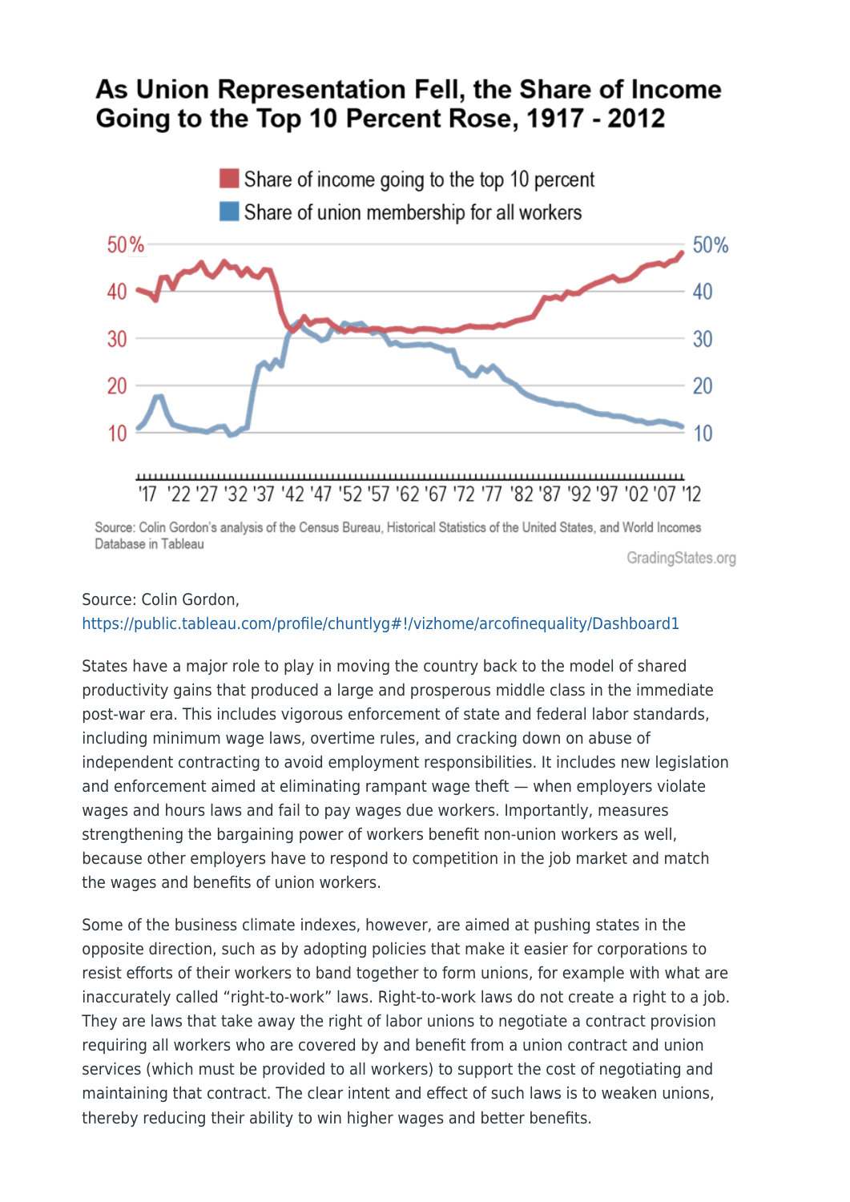**As Union Representation Fell, the Share of Income Going to the Top 10 Percent Rose, 1917 - 2012**

Source: Colin Gordon's analysis of the Census Bureau, Historical Statistics of the United States, and World Incomes Database in Tableau

GradingStates.org

Source: Colin Gordon, https://public.tableau.com/profile/chuntlyg#!/vizhome/arcofinequality/Dashboard1

States have a major role to play in moving the country back to the model of shared productivity gains that produced a large and prosperous middle class in the immediate post-war era. This includes vigorous enforcement of state and federal labor standards, including minimum wage laws, overtime rules, and cracking down on abuse of independent contracting to avoid employment responsibilities. It includes new legislation and enforcement aimed at eliminating rampant wage theft — when employers violate wages and hours laws and fail to pay wages due workers. Importantly, measures strengthening the bargaining power of workers benefit non-union workers as well, because other employers have to respond to competition in the job market and match the wages and benefits of union workers.

Some of the business climate indexes, however, are aimed at pushing states in the opposite direction, such as by adopting policies that make it easier for corporations to resist efforts of their workers to band together to form unions, for example with what are inaccurately called "right-to-work" laws. Right-to-work laws do not create a right to a job. They are laws that take away the right of labor unions to negotiate a contract provision requiring all workers who are covered by and benefit from a union contract and union services (which must be provided to all workers) to support the cost of negotiating and maintaining that contract. The clear intent and effect of such laws is to weaken unions, thereby reducing their ability to win higher wages and better benefits.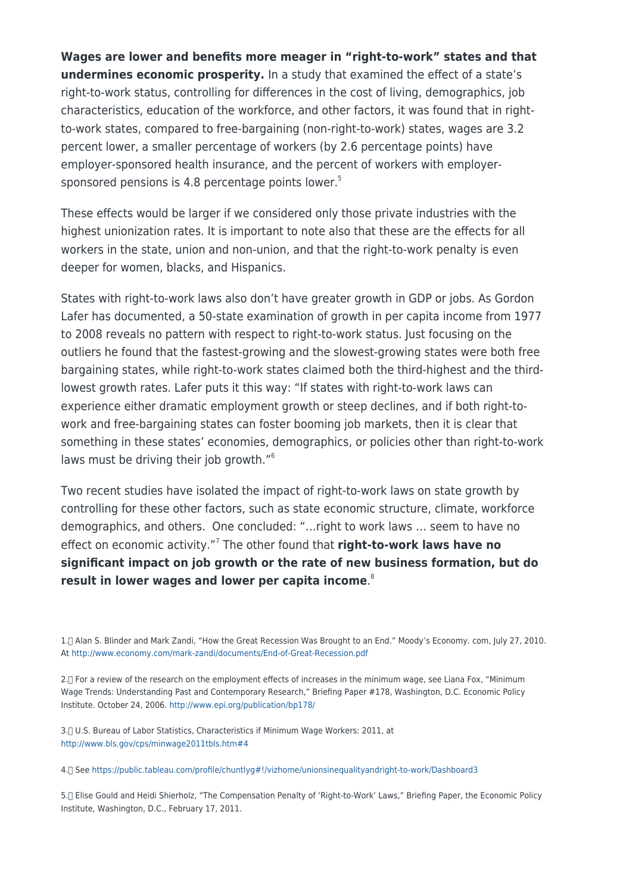**Wages are lower and benefits more meager in "right-to-work" states and that undermines economic prosperity.** In a study that examined the effect of a state's right-to-work status, controlling for differences in the cost of living, demographics, job characteristics, education of the workforce, and other factors, it was found that in right-to-work states, compared to free-bargaining (non-right-to-work) states, wages are 3.2 percent lower, a smaller percentage of workers (by 2.6 percentage points) have employer-sponsored health insurance, and the percent of workers with employer-sponsored pensions is 4.8 percentage points lower.[5]

These effects would be larger if we considered only those private industries with the highest unionization rates. It is important to note also that these are the effects for all workers in the state, union and non-union, and that the right-to-work penalty is even deeper for women, blacks, and Hispanics.

States with right-to-work laws also don't have greater growth in GDP or jobs. As Gordon Lafer has documented, a 50-state examination of growth in per capita income from 1977 to 2008 reveals no pattern with respect to right-to-work status. Just focusing on the outliers he found that the fastest-growing and the slowest-growing states were both free bargaining states, while right-to-work states claimed both the third-highest and the third-lowest growth rates. Lafer puts it this way: "If states with right-to-work laws can experience either dramatic employment growth or steep declines, and if both right-to-work and free-bargaining states can foster booming job markets, then it is clear that something in these states' economies, demographics, or policies other than right-to-work laws must be driving their job growth."[6]

Two recent studies have isolated the impact of right-to-work laws on state growth by controlling for these other factors, such as state economic structure, climate, workforce demographics, and others. One concluded: "…right to work laws … seem to have no effect on economic activity."[7] The other found that **right-to-work laws have no significant impact on job growth or the rate of new business formation, but do result in lower wages and lower per capita income**.[8]

1. Alan S. Blinder and Mark Zandi, "How the Great Recession Was Brought to an End." Moody's Economy. com, July 27, 2010. At http://www.economy.com/mark-zandi/documents/End-of-Great-Recession.pdf

2. For a review of the research on the employment effects of increases in the minimum wage, see Liana Fox, "Minimum Wage Trends: Understanding Past and Contemporary Research," Briefing Paper #178, Washington, D.C. Economic Policy Institute. October 24, 2006. http://www.epi.org/publication/bp178/

3. U.S. Bureau of Labor Statistics, Characteristics if Minimum Wage Workers: 2011, at http://www.bls.gov/cps/minwage2011tbls.htm#4

4. See https://public.tableau.com/profile/chuntlyg#!/vizhome/unionsinequalityandright-to-work/Dashboard3

5. Elise Gould and Heidi Shierholz, "The Compensation Penalty of 'Right-to-Work' Laws," Briefing Paper, the Economic Policy Institute, Washington, D.C., February 17, 2011.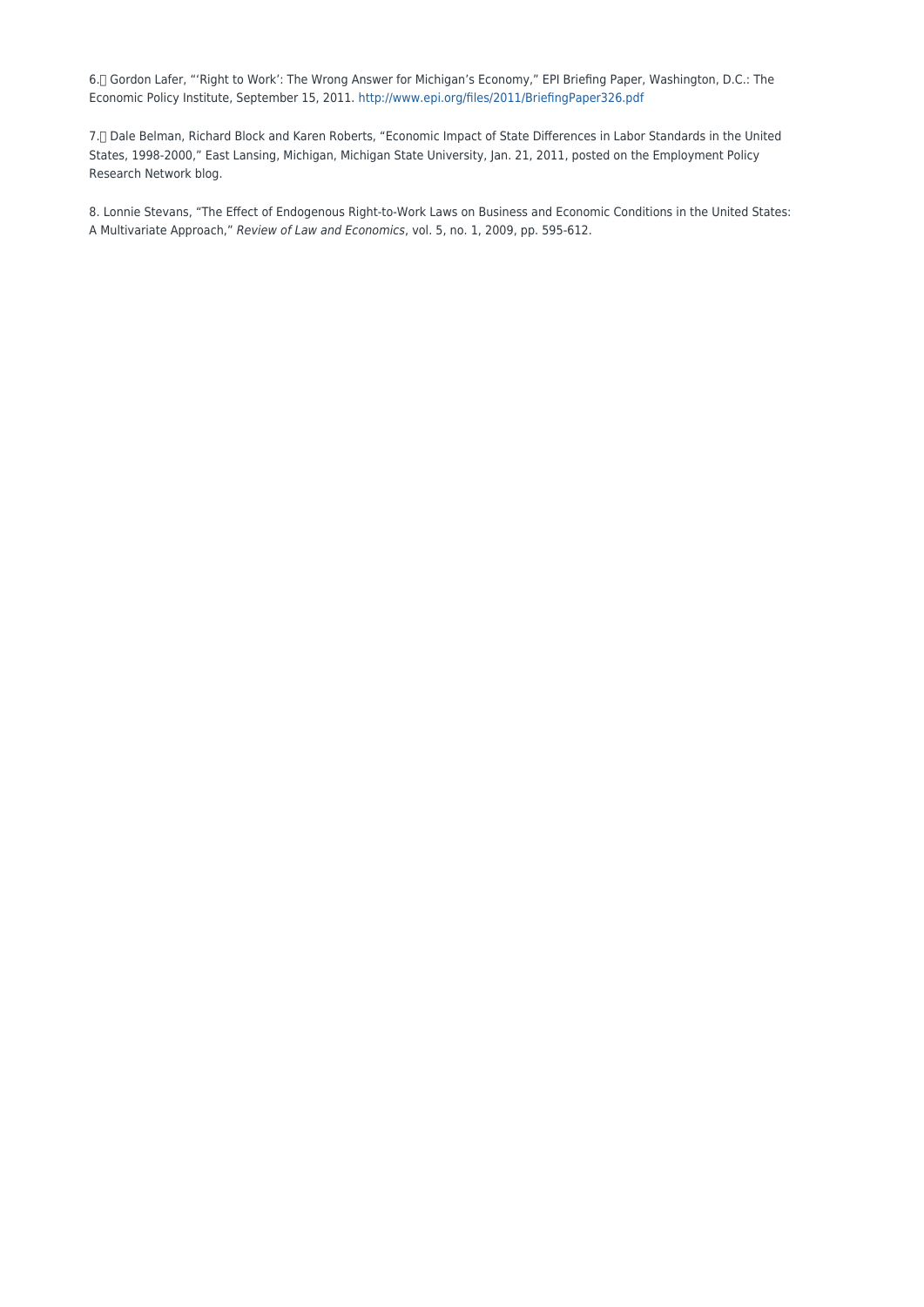6. Gordon Lafer, "'Right to Work': The Wrong Answer for Michigan's Economy," EPI Briefing Paper, Washington, D.C.: The Economic Policy Institute, September 15, 2011. http://www.epi.org/files/2011/BriefingPaper326.pdf

7. Dale Belman, Richard Block and Karen Roberts, "Economic Impact of State Differences in Labor Standards in the United States, 1998-2000," East Lansing, Michigan, Michigan State University, Jan. 21, 2011, posted on the Employment Policy Research Network blog.

8. Lonnie Stevans, "The Effect of Endogenous Right-to-Work Laws on Business and Economic Conditions in the United States: A Multivariate Approach," *Review of Law and Economics*, vol. 5, no. 1, 2009, pp. 595-612.